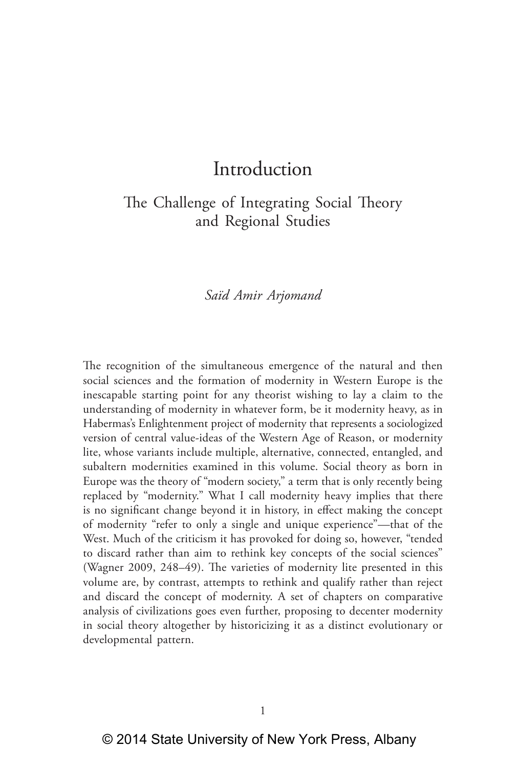# Introduction

## The Challenge of Integrating Social Theory and Regional Studies

*Saïd Amir Arjomand*

The recognition of the simultaneous emergence of the natural and then social sciences and the formation of modernity in Western Europe is the inescapable starting point for any theorist wishing to lay a claim to the understanding of modernity in whatever form, be it modernity heavy, as in Habermas's Enlightenment project of modernity that represents a sociologized version of central value-ideas of the Western Age of Reason, or modernity lite, whose variants include multiple, alternative, connected, entangled, and subaltern modernities examined in this volume. Social theory as born in Europe was the theory of "modern society," a term that is only recently being replaced by "modernity." What I call modernity heavy implies that there is no significant change beyond it in history, in effect making the concept of modernity "refer to only a single and unique experience"—that of the West. Much of the criticism it has provoked for doing so, however, "tended to discard rather than aim to rethink key concepts of the social sciences" (Wagner 2009, 248–49). The varieties of modernity lite presented in this volume are, by contrast, attempts to rethink and qualify rather than reject and discard the concept of modernity. A set of chapters on comparative analysis of civilizations goes even further, proposing to decenter modernity in social theory altogether by historicizing it as a distinct evolutionary or developmental pattern.

© 2014 State University of New York Press, Albany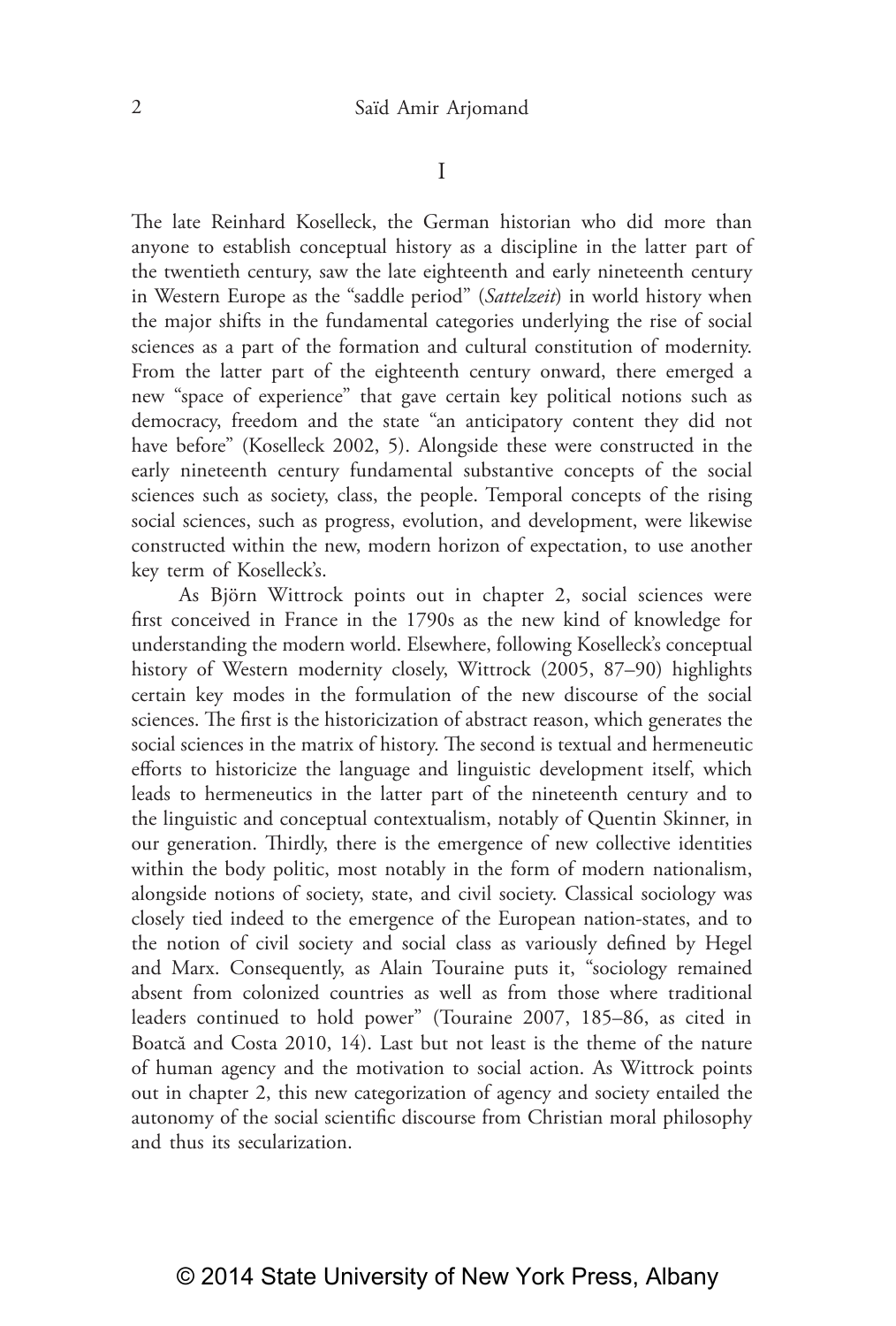# I

The late Reinhard Koselleck, the German historian who did more than anyone to establish conceptual history as a discipline in the latter part of the twentieth century, saw the late eighteenth and early nineteenth century in Western Europe as the "saddle period" (*Sattelzeit*) in world history when the major shifts in the fundamental categories underlying the rise of social sciences as a part of the formation and cultural constitution of modernity. From the latter part of the eighteenth century onward, there emerged a new "space of experience" that gave certain key political notions such as democracy, freedom and the state "an anticipatory content they did not have before" (Koselleck 2002, 5). Alongside these were constructed in the early nineteenth century fundamental substantive concepts of the social sciences such as society, class, the people. Temporal concepts of the rising social sciences, such as progress, evolution, and development, were likewise constructed within the new, modern horizon of expectation, to use another key term of Koselleck's.

As Björn Wittrock points out in chapter 2, social sciences were first conceived in France in the 1790s as the new kind of knowledge for understanding the modern world. Elsewhere, following Koselleck's conceptual history of Western modernity closely, Wittrock (2005, 87–90) highlights certain key modes in the formulation of the new discourse of the social sciences. The first is the historicization of abstract reason, which generates the social sciences in the matrix of history. The second is textual and hermeneutic efforts to historicize the language and linguistic development itself, which leads to hermeneutics in the latter part of the nineteenth century and to the linguistic and conceptual contextualism, notably of Quentin Skinner, in our generation. Thirdly, there is the emergence of new collective identities within the body politic, most notably in the form of modern nationalism, alongside notions of society, state, and civil society. Classical sociology was closely tied indeed to the emergence of the European nation-states, and to the notion of civil society and social class as variously defined by Hegel and Marx. Consequently, as Alain Touraine puts it, "sociology remained absent from colonized countries as well as from those where traditional leaders continued to hold power" (Touraine 2007, 185–86, as cited in Boatcă and Costa 2010, 14). Last but not least is the theme of the nature of human agency and the motivation to social action. As Wittrock points out in chapter 2, this new categorization of agency and society entailed the autonomy of the social scientific discourse from Christian moral philosophy and thus its secularization.

© 2014 State University of New York Press, Albany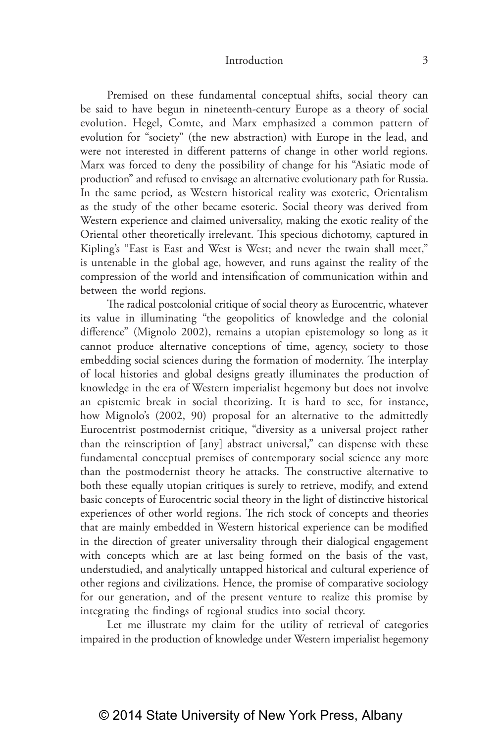Premised on these fundamental conceptual shifts, social theory can be said to have begun in nineteenth-century Europe as a theory of social evolution. Hegel, Comte, and Marx emphasized a common pattern of evolution for "society" (the new abstraction) with Europe in the lead, and were not interested in different patterns of change in other world regions. Marx was forced to deny the possibility of change for his "Asiatic mode of production" and refused to envisage an alternative evolutionary path for Russia. In the same period, as Western historical reality was exoteric, Orientalism as the study of the other became esoteric. Social theory was derived from Western experience and claimed universality, making the exotic reality of the Oriental other theoretically irrelevant. This specious dichotomy, captured in Kipling's "East is East and West is West; and never the twain shall meet," is untenable in the global age, however, and runs against the reality of the compression of the world and intensification of communication within and between the world regions.

The radical postcolonial critique of social theory as Eurocentric, whatever its value in illuminating "the geopolitics of knowledge and the colonial difference" (Mignolo 2002), remains a utopian epistemology so long as it cannot produce alternative conceptions of time, agency, society to those embedding social sciences during the formation of modernity. The interplay of local histories and global designs greatly illuminates the production of knowledge in the era of Western imperialist hegemony but does not involve an epistemic break in social theorizing. It is hard to see, for instance, how Mignolo's (2002, 90) proposal for an alternative to the admittedly Eurocentrist postmodernist critique, "diversity as a universal project rather than the reinscription of [any] abstract universal," can dispense with these fundamental conceptual premises of contemporary social science any more than the postmodernist theory he attacks. The constructive alternative to both these equally utopian critiques is surely to retrieve, modify, and extend basic concepts of Eurocentric social theory in the light of distinctive historical experiences of other world regions. The rich stock of concepts and theories that are mainly embedded in Western historical experience can be modified in the direction of greater universality through their dialogical engagement with concepts which are at last being formed on the basis of the vast, understudied, and analytically untapped historical and cultural experience of other regions and civilizations. Hence, the promise of comparative sociology for our generation, and of the present venture to realize this promise by integrating the findings of regional studies into social theory.

Let me illustrate my claim for the utility of retrieval of categories impaired in the production of knowledge under Western imperialist hegemony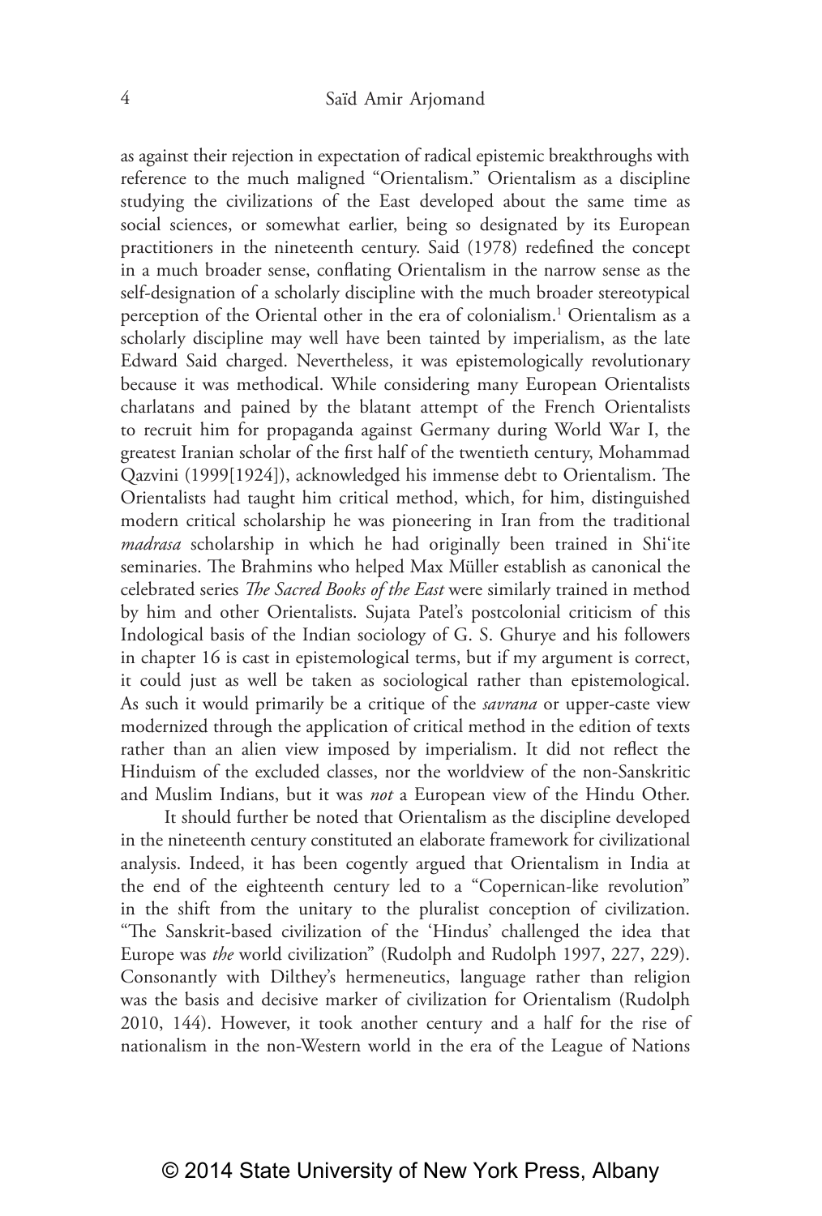as against their rejection in expectation of radical epistemic breakthroughs with reference to the much maligned "Orientalism." Orientalism as a discipline studying the civilizations of the East developed about the same time as social sciences, or somewhat earlier, being so designated by its European practitioners in the nineteenth century. Said (1978) redefined the concept in a much broader sense, conflating Orientalism in the narrow sense as the self-designation of a scholarly discipline with the much broader stereotypical perception of the Oriental other in the era of colonialism.[1] Orientalism as a scholarly discipline may well have been tainted by imperialism, as the late Edward Said charged. Nevertheless, it was epistemologically revolutionary because it was methodical. While considering many European Orientalists charlatans and pained by the blatant attempt of the French Orientalists to recruit him for propaganda against Germany during World War I, the greatest Iranian scholar of the first half of the twentieth century, Mohammad Qazvini (1999[1924]), acknowledged his immense debt to Orientalism. The Orientalists had taught him critical method, which, for him, distinguished modern critical scholarship he was pioneering in Iran from the traditional *madrasa* scholarship in which he had originally been trained in Shi'ite seminaries. The Brahmins who helped Max Müller establish as canonical the celebrated series *The Sacred Books of the East* were similarly trained in method by him and other Orientalists. Sujata Patel's postcolonial criticism of this Indological basis of the Indian sociology of G. S. Ghurye and his followers in chapter 16 is cast in epistemological terms, but if my argument is correct, it could just as well be taken as sociological rather than epistemological. As such it would primarily be a critique of the *savrana* or upper-caste view modernized through the application of critical method in the edition of texts rather than an alien view imposed by imperialism. It did not reflect the Hinduism of the excluded classes, nor the worldview of the non-Sanskritic and Muslim Indians, but it was *not* a European view of the Hindu Other.

It should further be noted that Orientalism as the discipline developed in the nineteenth century constituted an elaborate framework for civilizational analysis. Indeed, it has been cogently argued that Orientalism in India at the end of the eighteenth century led to a "Copernican-like revolution" in the shift from the unitary to the pluralist conception of civilization. "The Sanskrit-based civilization of the 'Hindus' challenged the idea that Europe was *the* world civilization" (Rudolph and Rudolph 1997, 227, 229). Consonantly with Dilthey's hermeneutics, language rather than religion was the basis and decisive marker of civilization for Orientalism (Rudolph 2010, 144). However, it took another century and a half for the rise of nationalism in the non-Western world in the era of the League of Nations

© 2014 State University of New York Press, Albany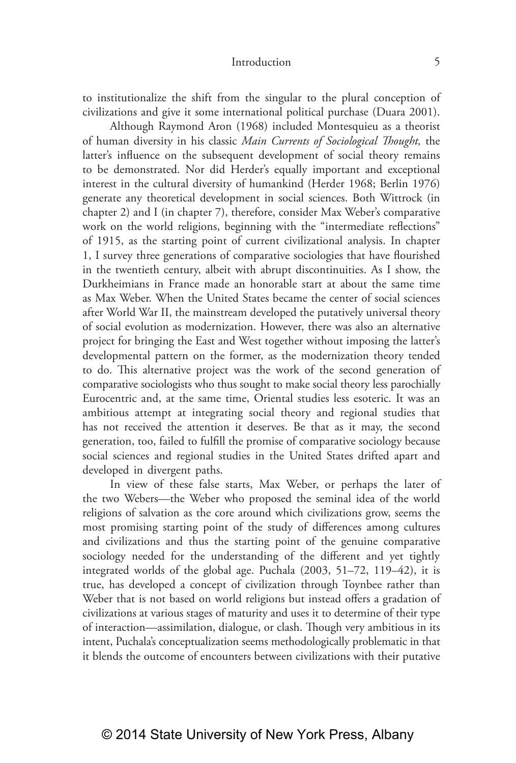to institutionalize the shift from the singular to the plural conception of civilizations and give it some international political purchase (Duara 2001).

Although Raymond Aron (1968) included Montesquieu as a theorist of human diversity in his classic *Main Currents of Sociological Thought,* the latter's influence on the subsequent development of social theory remains to be demonstrated. Nor did Herder's equally important and exceptional interest in the cultural diversity of humankind (Herder 1968; Berlin 1976) generate any theoretical development in social sciences. Both Wittrock (in chapter 2) and I (in chapter 7), therefore, consider Max Weber's comparative work on the world religions, beginning with the "intermediate reflections" of 1915, as the starting point of current civilizational analysis. In chapter 1, I survey three generations of comparative sociologies that have flourished in the twentieth century, albeit with abrupt discontinuities. As I show, the Durkheimians in France made an honorable start at about the same time as Max Weber. When the United States became the center of social sciences after World War II, the mainstream developed the putatively universal theory of social evolution as modernization. However, there was also an alternative project for bringing the East and West together without imposing the latter's developmental pattern on the former, as the modernization theory tended to do. This alternative project was the work of the second generation of comparative sociologists who thus sought to make social theory less parochially Eurocentric and, at the same time, Oriental studies less esoteric. It was an ambitious attempt at integrating social theory and regional studies that has not received the attention it deserves. Be that as it may, the second generation, too, failed to fulfill the promise of comparative sociology because social sciences and regional studies in the United States drifted apart and developed in divergent paths.

In view of these false starts, Max Weber, or perhaps the later of the two Webers—the Weber who proposed the seminal idea of the world religions of salvation as the core around which civilizations grow, seems the most promising starting point of the study of differences among cultures and civilizations and thus the starting point of the genuine comparative sociology needed for the understanding of the different and yet tightly integrated worlds of the global age. Puchala (2003, 51–72, 119–42), it is true, has developed a concept of civilization through Toynbee rather than Weber that is not based on world religions but instead offers a gradation of civilizations at various stages of maturity and uses it to determine of their type of interaction—assimilation, dialogue, or clash. Though very ambitious in its intent, Puchala's conceptualization seems methodologically problematic in that it blends the outcome of encounters between civilizations with their putative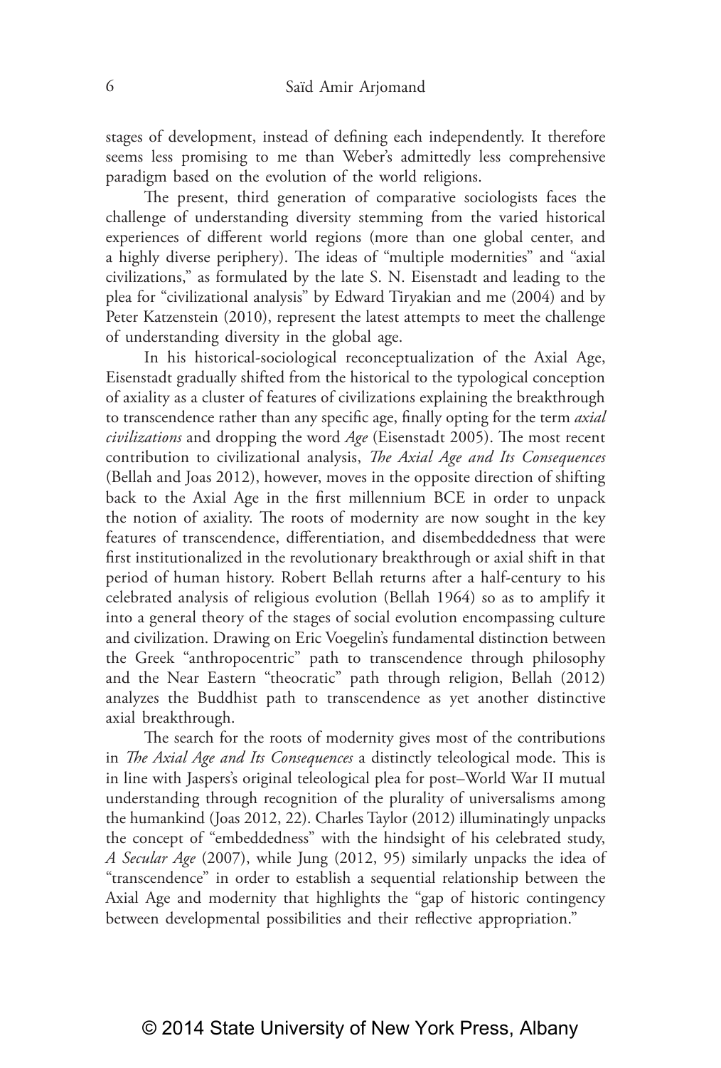stages of development, instead of defining each independently. It therefore seems less promising to me than Weber's admittedly less comprehensive paradigm based on the evolution of the world religions.

The present, third generation of comparative sociologists faces the challenge of understanding diversity stemming from the varied historical experiences of different world regions (more than one global center, and a highly diverse periphery). The ideas of "multiple modernities" and "axial civilizations," as formulated by the late S. N. Eisenstadt and leading to the plea for "civilizational analysis" by Edward Tiryakian and me (2004) and by Peter Katzenstein (2010), represent the latest attempts to meet the challenge of understanding diversity in the global age.

In his historical-sociological reconceptualization of the Axial Age, Eisenstadt gradually shifted from the historical to the typological conception of axiality as a cluster of features of civilizations explaining the breakthrough to transcendence rather than any specific age, finally opting for the term *axial civilizations* and dropping the word *Age* (Eisenstadt 2005). The most recent contribution to civilizational analysis, *The Axial Age and Its Consequences* (Bellah and Joas 2012), however, moves in the opposite direction of shifting back to the Axial Age in the first millennium BCE in order to unpack the notion of axiality. The roots of modernity are now sought in the key features of transcendence, differentiation, and disembeddedness that were first institutionalized in the revolutionary breakthrough or axial shift in that period of human history. Robert Bellah returns after a half-century to his celebrated analysis of religious evolution (Bellah 1964) so as to amplify it into a general theory of the stages of social evolution encompassing culture and civilization. Drawing on Eric Voegelin's fundamental distinction between the Greek "anthropocentric" path to transcendence through philosophy and the Near Eastern "theocratic" path through religion, Bellah (2012) analyzes the Buddhist path to transcendence as yet another distinctive axial breakthrough.

The search for the roots of modernity gives most of the contributions in *The Axial Age and Its Consequences* a distinctly teleological mode. This is in line with Jaspers's original teleological plea for post–World War II mutual understanding through recognition of the plurality of universalisms among the humankind (Joas 2012, 22). Charles Taylor (2012) illuminatingly unpacks the concept of "embeddedness" with the hindsight of his celebrated study, *A Secular Age* (2007), while Jung (2012, 95) similarly unpacks the idea of "transcendence" in order to establish a sequential relationship between the Axial Age and modernity that highlights the "gap of historic contingency between developmental possibilities and their reflective appropriation."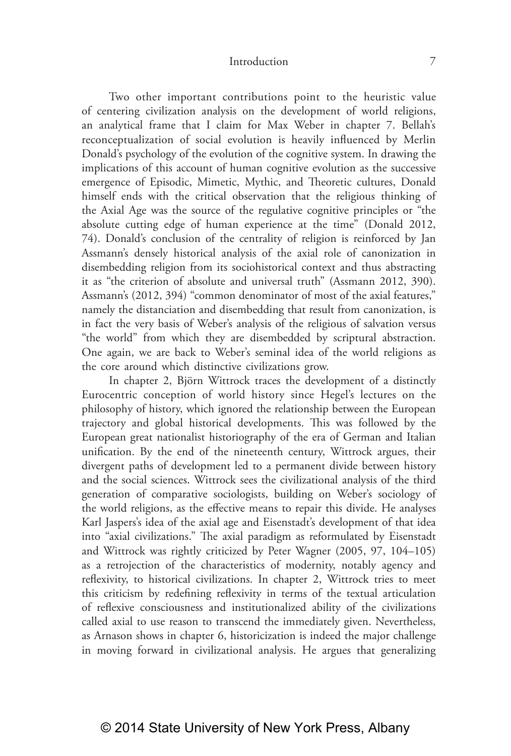Two other important contributions point to the heuristic value of centering civilization analysis on the development of world religions, an analytical frame that I claim for Max Weber in chapter 7. Bellah's reconceptualization of social evolution is heavily influenced by Merlin Donald's psychology of the evolution of the cognitive system. In drawing the implications of this account of human cognitive evolution as the successive emergence of Episodic, Mimetic, Mythic, and Theoretic cultures, Donald himself ends with the critical observation that the religious thinking of the Axial Age was the source of the regulative cognitive principles or "the absolute cutting edge of human experience at the time" (Donald 2012, 74). Donald's conclusion of the centrality of religion is reinforced by Jan Assmann's densely historical analysis of the axial role of canonization in disembedding religion from its sociohistorical context and thus abstracting it as "the criterion of absolute and universal truth" (Assmann 2012, 390). Assmann's (2012, 394) "common denominator of most of the axial features," namely the distanciation and disembedding that result from canonization, is in fact the very basis of Weber's analysis of the religious of salvation versus "the world" from which they are disembedded by scriptural abstraction. One again, we are back to Weber's seminal idea of the world religions as the core around which distinctive civilizations grow.

In chapter 2, Björn Wittrock traces the development of a distinctly Eurocentric conception of world history since Hegel's lectures on the philosophy of history, which ignored the relationship between the European trajectory and global historical developments. This was followed by the European great nationalist historiography of the era of German and Italian unification. By the end of the nineteenth century, Wittrock argues, their divergent paths of development led to a permanent divide between history and the social sciences. Wittrock sees the civilizational analysis of the third generation of comparative sociologists, building on Weber's sociology of the world religions, as the effective means to repair this divide. He analyses Karl Jaspers's idea of the axial age and Eisenstadt's development of that idea into "axial civilizations." The axial paradigm as reformulated by Eisenstadt and Wittrock was rightly criticized by Peter Wagner (2005, 97, 104–105) as a retrojection of the characteristics of modernity, notably agency and reflexivity, to historical civilizations. In chapter 2, Wittrock tries to meet this criticism by redefining reflexivity in terms of the textual articulation of reflexive consciousness and institutionalized ability of the civilizations called axial to use reason to transcend the immediately given. Nevertheless, as Arnason shows in chapter 6, historicization is indeed the major challenge in moving forward in civilizational analysis. He argues that generalizing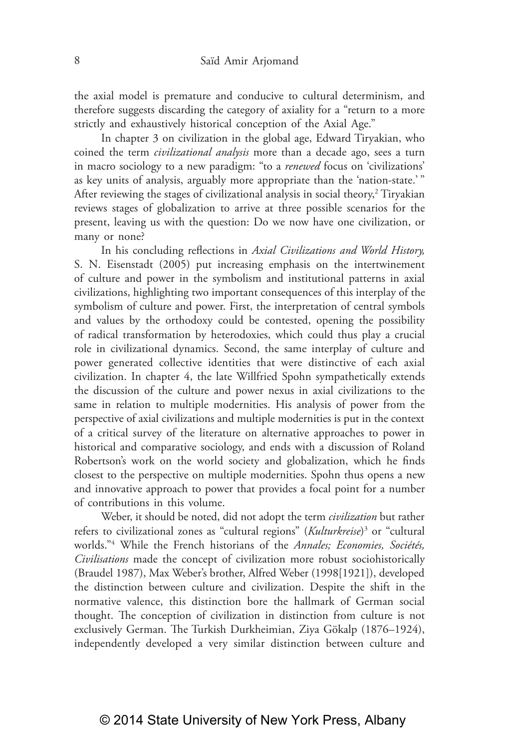the axial model is premature and conducive to cultural determinism, and therefore suggests discarding the category of axiality for a "return to a more strictly and exhaustively historical conception of the Axial Age."

In chapter 3 on civilization in the global age, Edward Tiryakian, who coined the term *civilizational analysis* more than a decade ago, sees a turn in macro sociology to a new paradigm: "to a *renewed* focus on 'civilizations' as key units of analysis, arguably more appropriate than the 'nation-state.' " After reviewing the stages of civilizational analysis in social theory,[2] Tiryakian reviews stages of globalization to arrive at three possible scenarios for the present, leaving us with the question: Do we now have one civilization, or many or none?

In his concluding reflections in *Axial Civilizations and World History,* S. N. Eisenstadt (2005) put increasing emphasis on the intertwinement of culture and power in the symbolism and institutional patterns in axial civilizations, highlighting two important consequences of this interplay of the symbolism of culture and power. First, the interpretation of central symbols and values by the orthodoxy could be contested, opening the possibility of radical transformation by heterodoxies, which could thus play a crucial role in civilizational dynamics. Second, the same interplay of culture and power generated collective identities that were distinctive of each axial civilization. In chapter 4, the late Willfried Spohn sympathetically extends the discussion of the culture and power nexus in axial civilizations to the same in relation to multiple modernities. His analysis of power from the perspective of axial civilizations and multiple modernities is put in the context of a critical survey of the literature on alternative approaches to power in historical and comparative sociology, and ends with a discussion of Roland Robertson's work on the world society and globalization, which he finds closest to the perspective on multiple modernities. Spohn thus opens a new and innovative approach to power that provides a focal point for a number of contributions in this volume.

Weber, it should be noted, did not adopt the term *civilization* but rather refers to civilizational zones as "cultural regions" (*Kulturkreise*)[3] or "cultural worlds."[4] While the French historians of the *Annales; Economies, Sociétés, Civilisations* made the concept of civilization more robust sociohistorically (Braudel 1987), Max Weber's brother, Alfred Weber (1998[1921]), developed the distinction between culture and civilization. Despite the shift in the normative valence, this distinction bore the hallmark of German social thought. The conception of civilization in distinction from culture is not exclusively German. The Turkish Durkheimian, Ziya Gökalp (1876–1924), independently developed a very similar distinction between culture and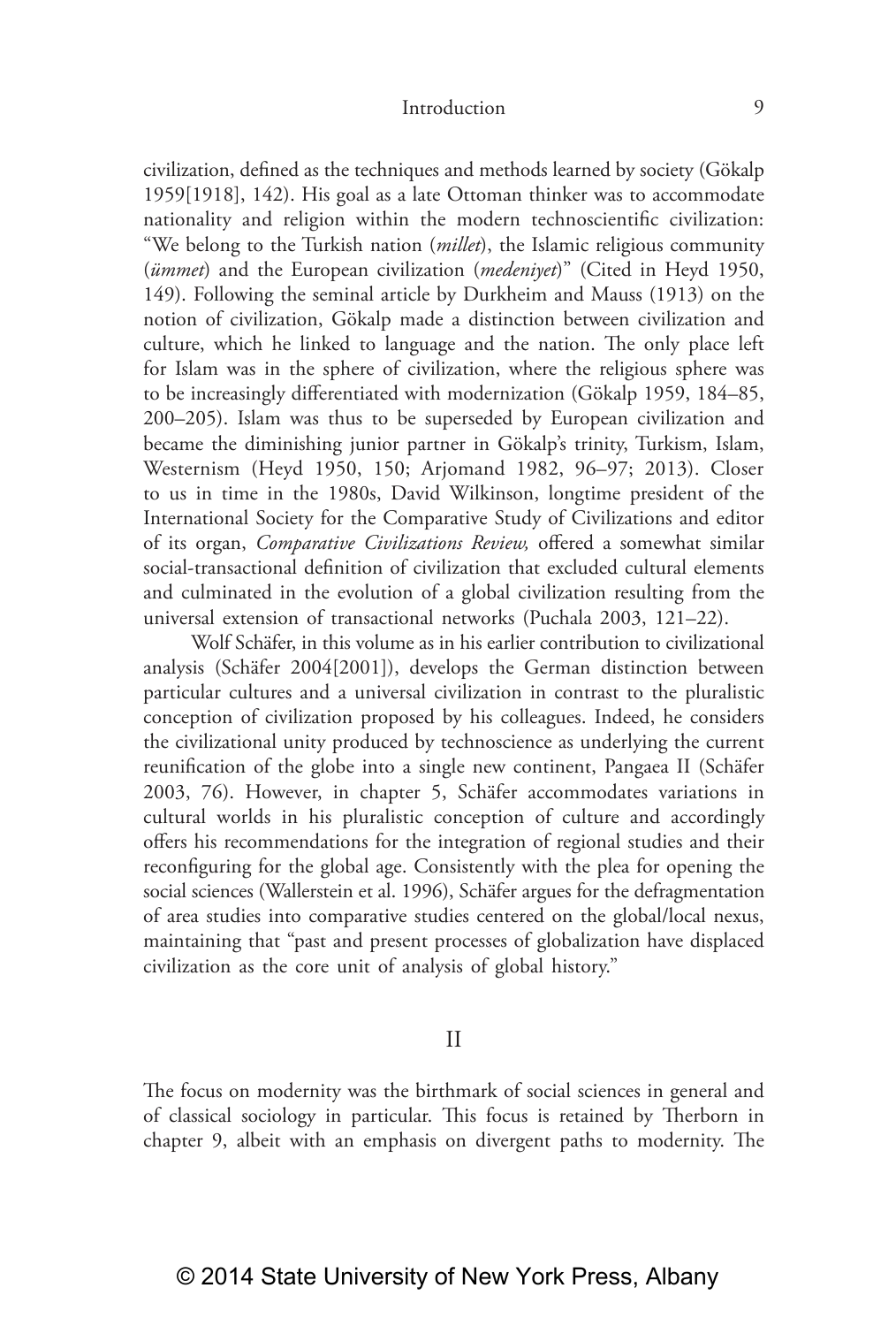civilization, defined as the techniques and methods learned by society (Gökalp 1959[1918], 142). His goal as a late Ottoman thinker was to accommodate nationality and religion within the modern technoscientific civilization: "We belong to the Turkish nation (*millet*), the Islamic religious community (*ümmet*) and the European civilization (*medeniyet*)" (Cited in Heyd 1950, 149). Following the seminal article by Durkheim and Mauss (1913) on the notion of civilization, Gökalp made a distinction between civilization and culture, which he linked to language and the nation. The only place left for Islam was in the sphere of civilization, where the religious sphere was to be increasingly differentiated with modernization (Gökalp 1959, 184–85, 200–205). Islam was thus to be superseded by European civilization and became the diminishing junior partner in Gökalp's trinity, Turkism, Islam, Westernism (Heyd 1950, 150; Arjomand 1982, 96–97; 2013). Closer to us in time in the 1980s, David Wilkinson, longtime president of the International Society for the Comparative Study of Civilizations and editor of its organ, *Comparative Civilizations Review,* offered a somewhat similar social-transactional definition of civilization that excluded cultural elements and culminated in the evolution of a global civilization resulting from the universal extension of transactional networks (Puchala 2003, 121–22).

Wolf Schäfer, in this volume as in his earlier contribution to civilizational analysis (Schäfer 2004[2001]), develops the German distinction between particular cultures and a universal civilization in contrast to the pluralistic conception of civilization proposed by his colleagues. Indeed, he considers the civilizational unity produced by technoscience as underlying the current reunification of the globe into a single new continent, Pangaea II (Schäfer 2003, 76). However, in chapter 5, Schäfer accommodates variations in cultural worlds in his pluralistic conception of culture and accordingly offers his recommendations for the integration of regional studies and their reconfiguring for the global age. Consistently with the plea for opening the social sciences (Wallerstein et al. 1996), Schäfer argues for the defragmentation of area studies into comparative studies centered on the global/local nexus, maintaining that "past and present processes of globalization have displaced civilization as the core unit of analysis of global history."

## II

The focus on modernity was the birthmark of social sciences in general and of classical sociology in particular. This focus is retained by Therborn in chapter 9, albeit with an emphasis on divergent paths to modernity. The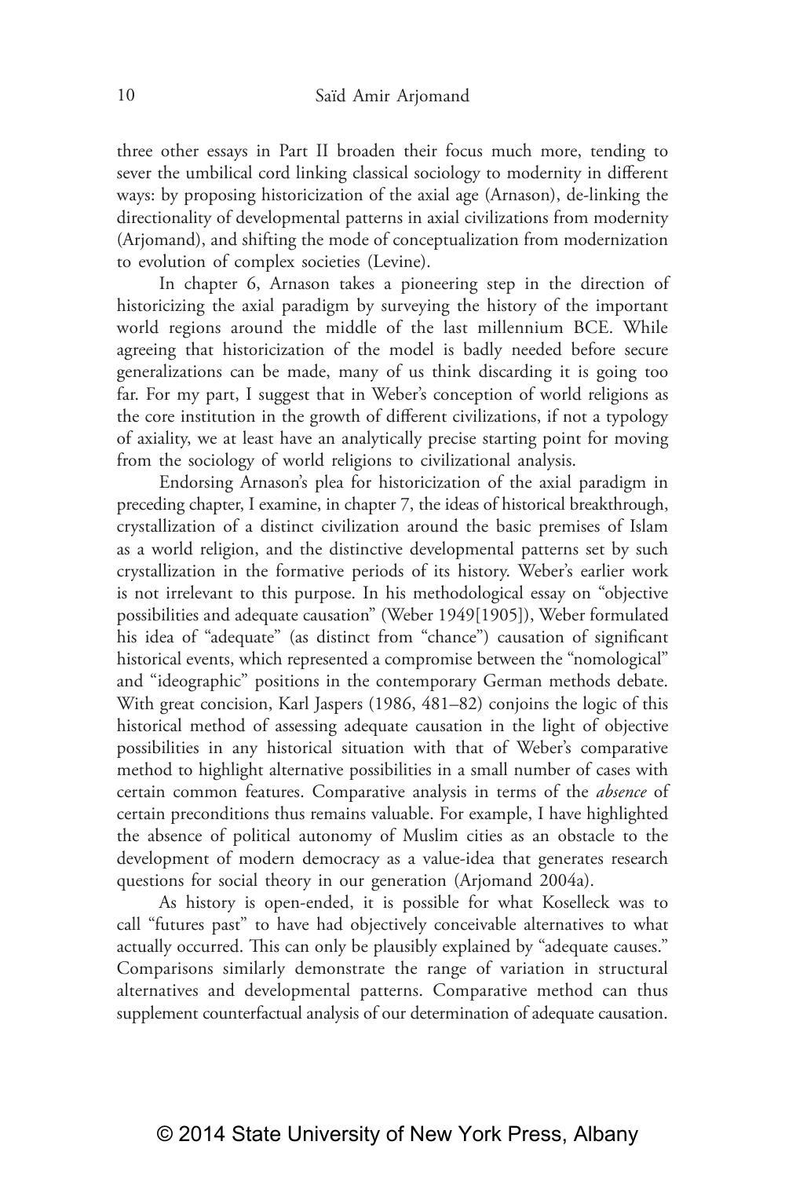three other essays in Part II broaden their focus much more, tending to sever the umbilical cord linking classical sociology to modernity in different ways: by proposing historicization of the axial age (Arnason), de-linking the directionality of developmental patterns in axial civilizations from modernity (Arjomand), and shifting the mode of conceptualization from modernization to evolution of complex societies (Levine).

In chapter 6, Arnason takes a pioneering step in the direction of historicizing the axial paradigm by surveying the history of the important world regions around the middle of the last millennium BCE. While agreeing that historicization of the model is badly needed before secure generalizations can be made, many of us think discarding it is going too far. For my part, I suggest that in Weber's conception of world religions as the core institution in the growth of different civilizations, if not a typology of axiality, we at least have an analytically precise starting point for moving from the sociology of world religions to civilizational analysis.

Endorsing Arnason's plea for historicization of the axial paradigm in preceding chapter, I examine, in chapter 7, the ideas of historical breakthrough, crystallization of a distinct civilization around the basic premises of Islam as a world religion, and the distinctive developmental patterns set by such crystallization in the formative periods of its history. Weber's earlier work is not irrelevant to this purpose. In his methodological essay on "objective possibilities and adequate causation" (Weber 1949[1905]), Weber formulated his idea of "adequate" (as distinct from "chance") causation of significant historical events, which represented a compromise between the "nomological" and "ideographic" positions in the contemporary German methods debate. With great concision, Karl Jaspers (1986, 481–82) conjoins the logic of this historical method of assessing adequate causation in the light of objective possibilities in any historical situation with that of Weber's comparative method to highlight alternative possibilities in a small number of cases with certain common features. Comparative analysis in terms of the *absence* of certain preconditions thus remains valuable. For example, I have highlighted the absence of political autonomy of Muslim cities as an obstacle to the development of modern democracy as a value-idea that generates research questions for social theory in our generation (Arjomand 2004a).

As history is open-ended, it is possible for what Koselleck was to call "futures past" to have had objectively conceivable alternatives to what actually occurred. This can only be plausibly explained by "adequate causes." Comparisons similarly demonstrate the range of variation in structural alternatives and developmental patterns. Comparative method can thus supplement counterfactual analysis of our determination of adequate causation.

© 2014 State University of New York Press, Albany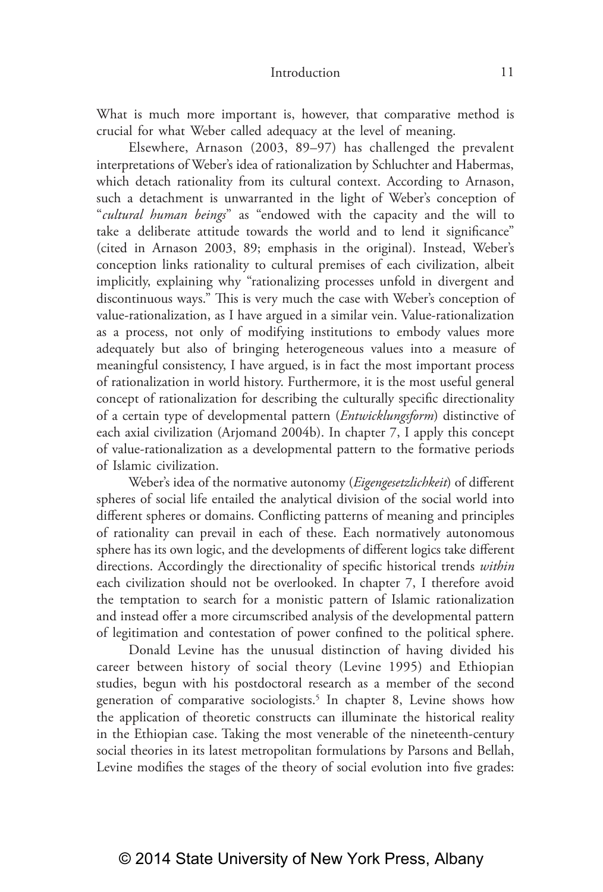What is much more important is, however, that comparative method is crucial for what Weber called adequacy at the level of meaning.

Elsewhere, Arnason (2003, 89–97) has challenged the prevalent interpretations of Weber's idea of rationalization by Schluchter and Habermas, which detach rationality from its cultural context. According to Arnason, such a detachment is unwarranted in the light of Weber's conception of "*cultural human beings*" as "endowed with the capacity and the will to take a deliberate attitude towards the world and to lend it significance" (cited in Arnason 2003, 89; emphasis in the original). Instead, Weber's conception links rationality to cultural premises of each civilization, albeit implicitly, explaining why "rationalizing processes unfold in divergent and discontinuous ways." This is very much the case with Weber's conception of value-rationalization, as I have argued in a similar vein. Value-rationalization as a process, not only of modifying institutions to embody values more adequately but also of bringing heterogeneous values into a measure of meaningful consistency, I have argued, is in fact the most important process of rationalization in world history. Furthermore, it is the most useful general concept of rationalization for describing the culturally specific directionality of a certain type of developmental pattern (*Entwicklungsform*) distinctive of each axial civilization (Arjomand 2004b). In chapter 7, I apply this concept of value-rationalization as a developmental pattern to the formative periods of Islamic civilization.

Weber's idea of the normative autonomy (*Eigengesetzlichkeit*) of different spheres of social life entailed the analytical division of the social world into different spheres or domains. Conflicting patterns of meaning and principles of rationality can prevail in each of these. Each normatively autonomous sphere has its own logic, and the developments of different logics take different directions. Accordingly the directionality of specific historical trends *within* each civilization should not be overlooked. In chapter 7, I therefore avoid the temptation to search for a monistic pattern of Islamic rationalization and instead offer a more circumscribed analysis of the developmental pattern of legitimation and contestation of power confined to the political sphere.

Donald Levine has the unusual distinction of having divided his career between history of social theory (Levine 1995) and Ethiopian studies, begun with his postdoctoral research as a member of the second generation of comparative sociologists.[5] In chapter 8, Levine shows how the application of theoretic constructs can illuminate the historical reality in the Ethiopian case. Taking the most venerable of the nineteenth-century social theories in its latest metropolitan formulations by Parsons and Bellah, Levine modifies the stages of the theory of social evolution into five grades: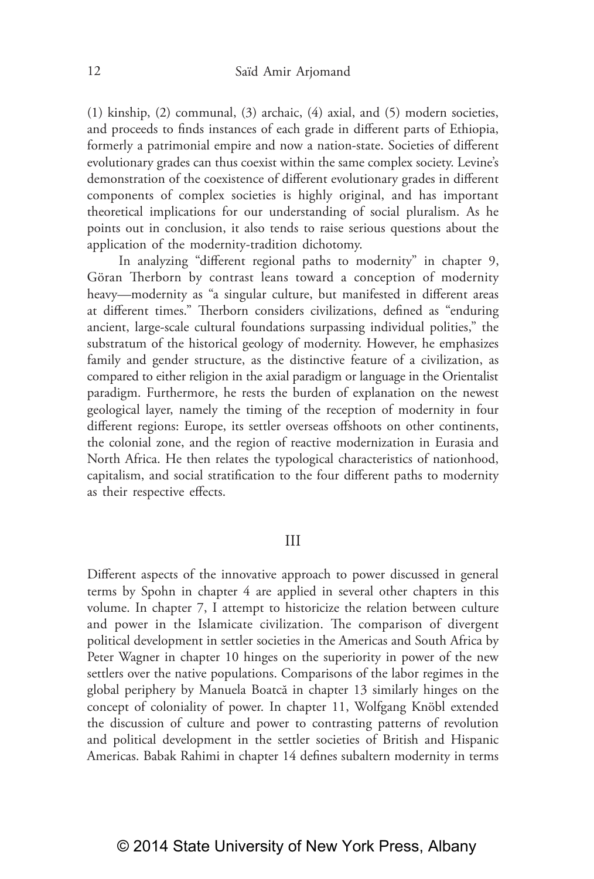(1) kinship, (2) communal, (3) archaic, (4) axial, and (5) modern societies, and proceeds to finds instances of each grade in different parts of Ethiopia, formerly a patrimonial empire and now a nation-state. Societies of different evolutionary grades can thus coexist within the same complex society. Levine's demonstration of the coexistence of different evolutionary grades in different components of complex societies is highly original, and has important theoretical implications for our understanding of social pluralism. As he points out in conclusion, it also tends to raise serious questions about the application of the modernity-tradition dichotomy.

In analyzing "different regional paths to modernity" in chapter 9, Göran Therborn by contrast leans toward a conception of modernity heavy—modernity as "a singular culture, but manifested in different areas at different times." Therborn considers civilizations, defined as "enduring ancient, large-scale cultural foundations surpassing individual polities," the substratum of the historical geology of modernity. However, he emphasizes family and gender structure, as the distinctive feature of a civilization, as compared to either religion in the axial paradigm or language in the Orientalist paradigm. Furthermore, he rests the burden of explanation on the newest geological layer, namely the timing of the reception of modernity in four different regions: Europe, its settler overseas offshoots on other continents, the colonial zone, and the region of reactive modernization in Eurasia and North Africa. He then relates the typological characteristics of nationhood, capitalism, and social stratification to the four different paths to modernity as their respective effects.

## III

Different aspects of the innovative approach to power discussed in general terms by Spohn in chapter 4 are applied in several other chapters in this volume. In chapter 7, I attempt to historicize the relation between culture and power in the Islamicate civilization. The comparison of divergent political development in settler societies in the Americas and South Africa by Peter Wagner in chapter 10 hinges on the superiority in power of the new settlers over the native populations. Comparisons of the labor regimes in the global periphery by Manuela Boatcă in chapter 13 similarly hinges on the concept of coloniality of power. In chapter 11, Wolfgang Knöbl extended the discussion of culture and power to contrasting patterns of revolution and political development in the settler societies of British and Hispanic Americas. Babak Rahimi in chapter 14 defines subaltern modernity in terms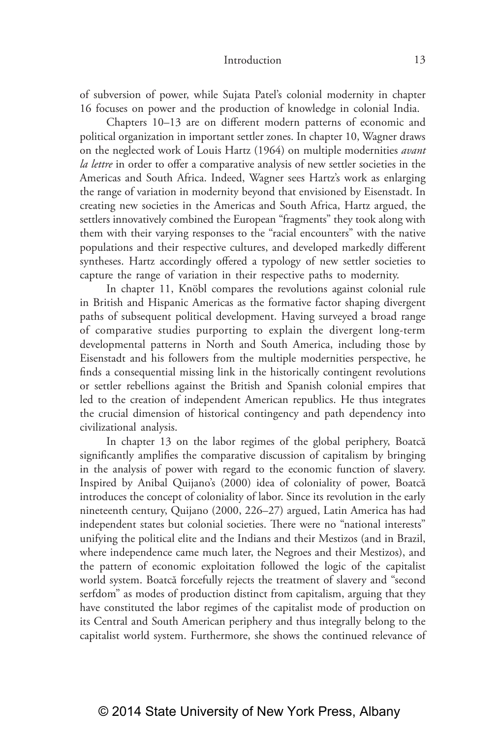of subversion of power, while Sujata Patel's colonial modernity in chapter 16 focuses on power and the production of knowledge in colonial India.

Chapters 10–13 are on different modern patterns of economic and political organization in important settler zones. In chapter 10, Wagner draws on the neglected work of Louis Hartz (1964) on multiple modernities *avant la lettre* in order to offer a comparative analysis of new settler societies in the Americas and South Africa. Indeed, Wagner sees Hartz's work as enlarging the range of variation in modernity beyond that envisioned by Eisenstadt. In creating new societies in the Americas and South Africa, Hartz argued, the settlers innovatively combined the European "fragments" they took along with them with their varying responses to the "racial encounters" with the native populations and their respective cultures, and developed markedly different syntheses. Hartz accordingly offered a typology of new settler societies to capture the range of variation in their respective paths to modernity.

In chapter 11, Knöbl compares the revolutions against colonial rule in British and Hispanic Americas as the formative factor shaping divergent paths of subsequent political development. Having surveyed a broad range of comparative studies purporting to explain the divergent long-term developmental patterns in North and South America, including those by Eisenstadt and his followers from the multiple modernities perspective, he finds a consequential missing link in the historically contingent revolutions or settler rebellions against the British and Spanish colonial empires that led to the creation of independent American republics. He thus integrates the crucial dimension of historical contingency and path dependency into civilizational analysis.

In chapter 13 on the labor regimes of the global periphery, Boatcă significantly amplifies the comparative discussion of capitalism by bringing in the analysis of power with regard to the economic function of slavery. Inspired by Anibal Quijano's (2000) idea of coloniality of power, Boatcă introduces the concept of coloniality of labor. Since its revolution in the early nineteenth century, Quijano (2000, 226–27) argued, Latin America has had independent states but colonial societies. There were no "national interests" unifying the political elite and the Indians and their Mestizos (and in Brazil, where independence came much later, the Negroes and their Mestizos), and the pattern of economic exploitation followed the logic of the capitalist world system. Boatcă forcefully rejects the treatment of slavery and "second serfdom" as modes of production distinct from capitalism, arguing that they have constituted the labor regimes of the capitalist mode of production on its Central and South American periphery and thus integrally belong to the capitalist world system. Furthermore, she shows the continued relevance of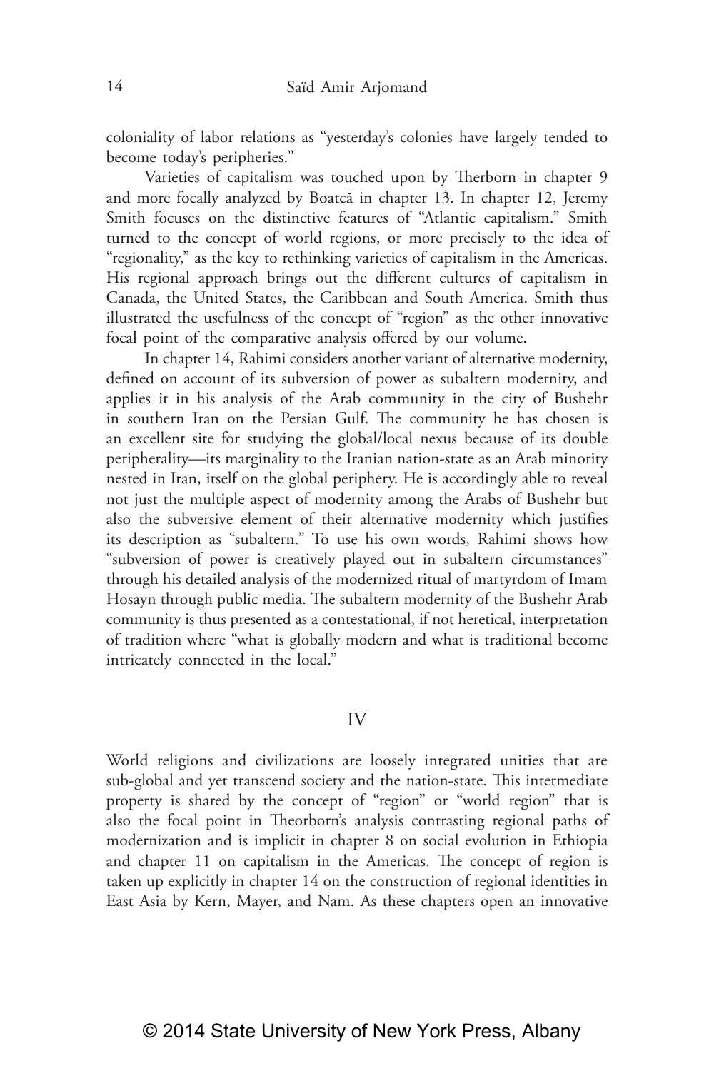coloniality of labor relations as "yesterday's colonies have largely tended to become today's peripheries."

Varieties of capitalism was touched upon by Therborn in chapter 9 and more focally analyzed by Boatcă in chapter 13. In chapter 12, Jeremy Smith focuses on the distinctive features of "Atlantic capitalism." Smith turned to the concept of world regions, or more precisely to the idea of "regionality," as the key to rethinking varieties of capitalism in the Americas. His regional approach brings out the different cultures of capitalism in Canada, the United States, the Caribbean and South America. Smith thus illustrated the usefulness of the concept of "region" as the other innovative focal point of the comparative analysis offered by our volume.

In chapter 14, Rahimi considers another variant of alternative modernity, defined on account of its subversion of power as subaltern modernity, and applies it in his analysis of the Arab community in the city of Bushehr in southern Iran on the Persian Gulf. The community he has chosen is an excellent site for studying the global/local nexus because of its double peripherality—its marginality to the Iranian nation-state as an Arab minority nested in Iran, itself on the global periphery. He is accordingly able to reveal not just the multiple aspect of modernity among the Arabs of Bushehr but also the subversive element of their alternative modernity which justifies its description as "subaltern." To use his own words, Rahimi shows how "subversion of power is creatively played out in subaltern circumstances" through his detailed analysis of the modernized ritual of martyrdom of Imam Hosayn through public media. The subaltern modernity of the Bushehr Arab community is thus presented as a contestational, if not heretical, interpretation of tradition where "what is globally modern and what is traditional become intricately connected in the local."

## IV

World religions and civilizations are loosely integrated unities that are sub-global and yet transcend society and the nation-state. This intermediate property is shared by the concept of "region" or "world region" that is also the focal point in Theorborn's analysis contrasting regional paths of modernization and is implicit in chapter 8 on social evolution in Ethiopia and chapter 11 on capitalism in the Americas. The concept of region is taken up explicitly in chapter 14 on the construction of regional identities in East Asia by Kern, Mayer, and Nam. As these chapters open an innovative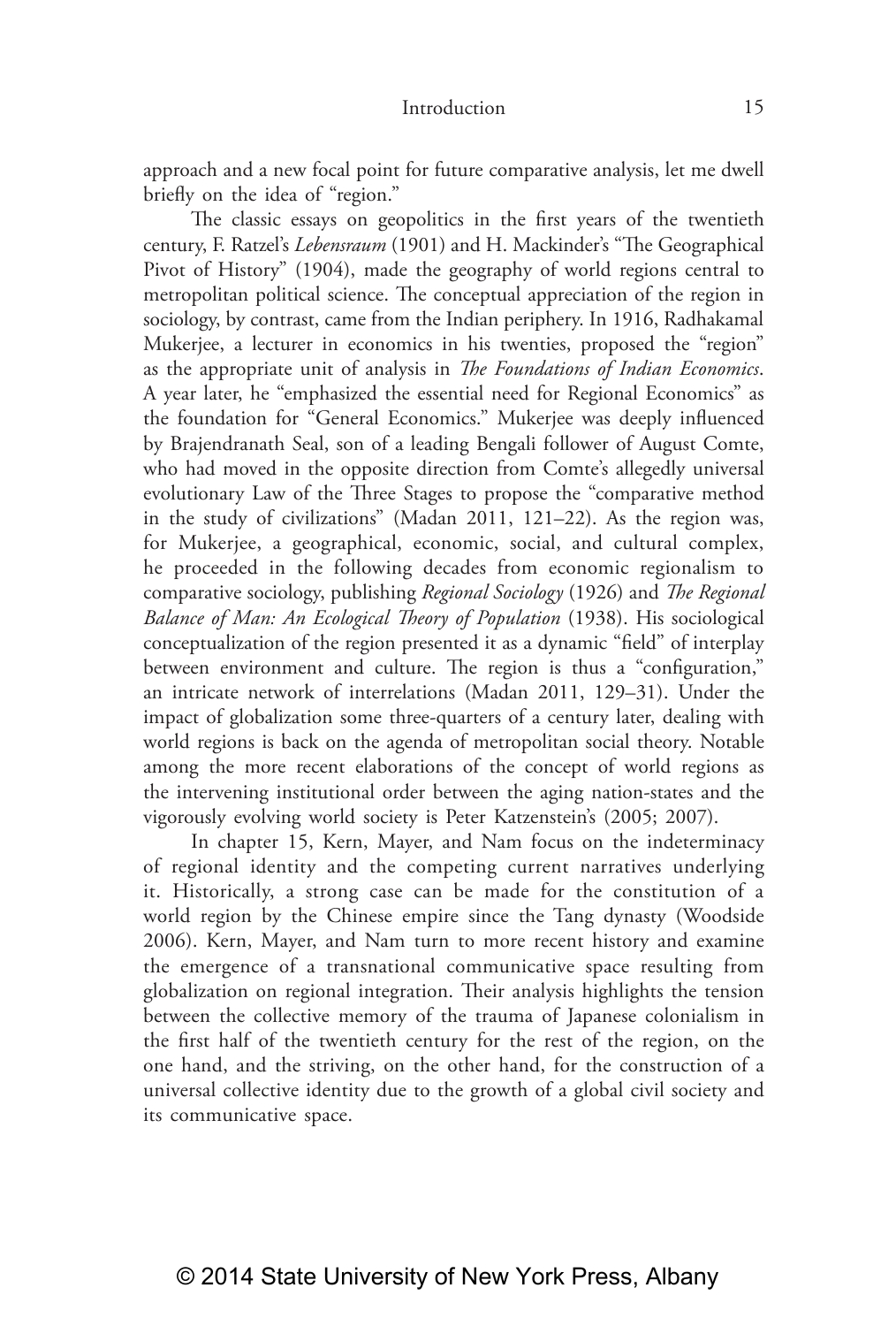approach and a new focal point for future comparative analysis, let me dwell briefly on the idea of "region."

The classic essays on geopolitics in the first years of the twentieth century, F. Ratzel's *Lebensraum* (1901) and H. Mackinder's "The Geographical Pivot of History" (1904), made the geography of world regions central to metropolitan political science. The conceptual appreciation of the region in sociology, by contrast, came from the Indian periphery. In 1916, Radhakamal Mukerjee, a lecturer in economics in his twenties, proposed the "region" as the appropriate unit of analysis in *The Foundations of Indian Economics*. A year later, he "emphasized the essential need for Regional Economics" as the foundation for "General Economics." Mukerjee was deeply influenced by Brajendranath Seal, son of a leading Bengali follower of August Comte, who had moved in the opposite direction from Comte's allegedly universal evolutionary Law of the Three Stages to propose the "comparative method in the study of civilizations" (Madan 2011, 121–22). As the region was, for Mukerjee, a geographical, economic, social, and cultural complex, he proceeded in the following decades from economic regionalism to comparative sociology, publishing *Regional Sociology* (1926) and *The Regional Balance of Man: An Ecological Theory of Population* (1938). His sociological conceptualization of the region presented it as a dynamic "field" of interplay between environment and culture. The region is thus a "configuration," an intricate network of interrelations (Madan 2011, 129–31). Under the impact of globalization some three-quarters of a century later, dealing with world regions is back on the agenda of metropolitan social theory. Notable among the more recent elaborations of the concept of world regions as the intervening institutional order between the aging nation-states and the vigorously evolving world society is Peter Katzenstein's (2005; 2007).

In chapter 15, Kern, Mayer, and Nam focus on the indeterminacy of regional identity and the competing current narratives underlying it. Historically, a strong case can be made for the constitution of a world region by the Chinese empire since the Tang dynasty (Woodside 2006). Kern, Mayer, and Nam turn to more recent history and examine the emergence of a transnational communicative space resulting from globalization on regional integration. Their analysis highlights the tension between the collective memory of the trauma of Japanese colonialism in the first half of the twentieth century for the rest of the region, on the one hand, and the striving, on the other hand, for the construction of a universal collective identity due to the growth of a global civil society and its communicative space.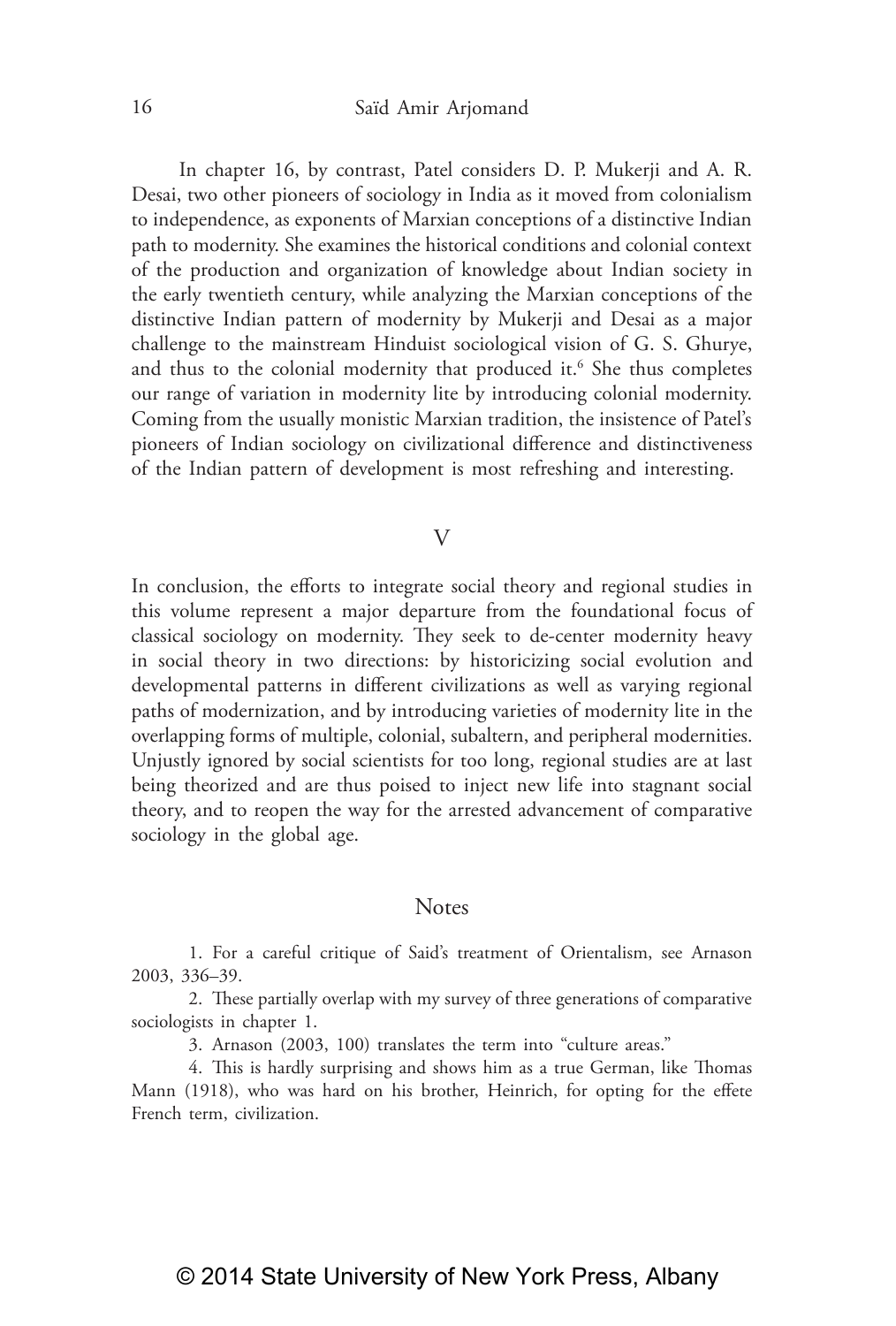In chapter 16, by contrast, Patel considers D. P. Mukerji and A. R. Desai, two other pioneers of sociology in India as it moved from colonialism to independence, as exponents of Marxian conceptions of a distinctive Indian path to modernity. She examines the historical conditions and colonial context of the production and organization of knowledge about Indian society in the early twentieth century, while analyzing the Marxian conceptions of the distinctive Indian pattern of modernity by Mukerji and Desai as a major challenge to the mainstream Hinduist sociological vision of G. S. Ghurye, and thus to the colonial modernity that produced it.[6] She thus completes our range of variation in modernity lite by introducing colonial modernity. Coming from the usually monistic Marxian tradition, the insistence of Patel's pioneers of Indian sociology on civilizational difference and distinctiveness of the Indian pattern of development is most refreshing and interesting.

## V

In conclusion, the efforts to integrate social theory and regional studies in this volume represent a major departure from the foundational focus of classical sociology on modernity. They seek to de-center modernity heavy in social theory in two directions: by historicizing social evolution and developmental patterns in different civilizations as well as varying regional paths of modernization, and by introducing varieties of modernity lite in the overlapping forms of multiple, colonial, subaltern, and peripheral modernities. Unjustly ignored by social scientists for too long, regional studies are at last being theorized and are thus poised to inject new life into stagnant social theory, and to reopen the way for the arrested advancement of comparative sociology in the global age.

## Notes

1. For a careful critique of Said's treatment of Orientalism, see Arnason 2003, 336–39.

2. These partially overlap with my survey of three generations of comparative sociologists in chapter 1.

3. Arnason (2003, 100) translates the term into "culture areas."

4. This is hardly surprising and shows him as a true German, like Thomas Mann (1918), who was hard on his brother, Heinrich, for opting for the effete French term, civilization.

© 2014 State University of New York Press, Albany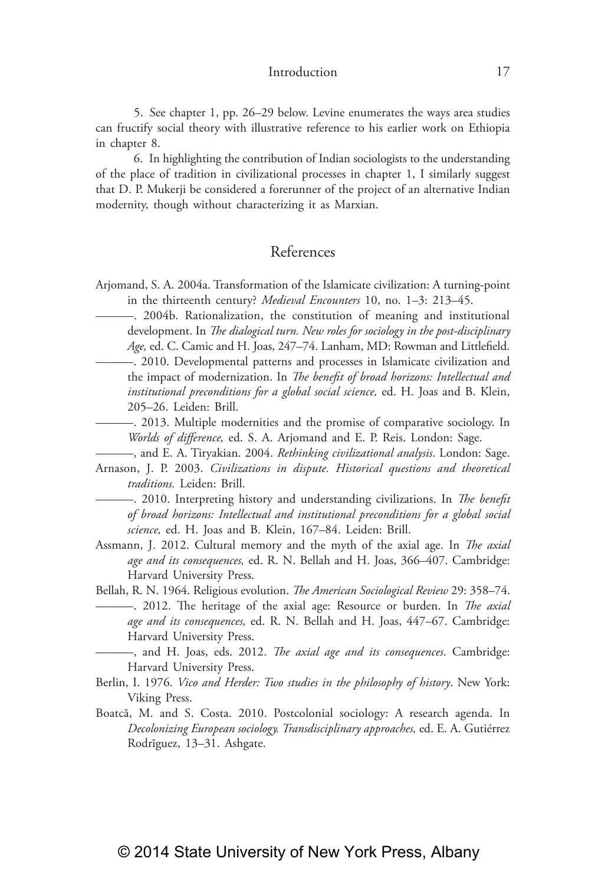5. See chapter 1, pp. 26–29 below. Levine enumerates the ways area studies can fructify social theory with illustrative reference to his earlier work on Ethiopia in chapter 8.

6. In highlighting the contribution of Indian sociologists to the understanding of the place of tradition in civilizational processes in chapter 1, I similarly suggest that D. P. Mukerji be considered a forerunner of the project of an alternative Indian modernity, though without characterizing it as Marxian.

## References

Arjomand, S. A. 2004a. Transformation of the Islamicate civilization: A turning-point in the thirteenth century? *Medieval Encounters* 10, no. 1–3: 213–45.

———. 2004b. Rationalization, the constitution of meaning and institutional development. In *The dialogical turn. New roles for sociology in the post-disciplinary Age,* ed. C. Camic and H. Joas, 247–74. Lanham, MD: Rowman and Littlefield.

———. 2010. Developmental patterns and processes in Islamicate civilization and the impact of modernization. In *The benefit of broad horizons: Intellectual and institutional preconditions for a global social science,* ed. H. Joas and B. Klein, 205–26. Leiden: Brill.

———. 2013. Multiple modernities and the promise of comparative sociology. In *Worlds of difference,* ed. S. A. Arjomand and E. P. Reis. London: Sage.

———, and E. A. Tiryakian. 2004. *Rethinking civilizational analysis*. London: Sage.

Arnason, J. P. 2003. *Civilizations in dispute. Historical questions and theoretical traditions.* Leiden: Brill.

———. 2010. Interpreting history and understanding civilizations. In *The benefit of broad horizons: Intellectual and institutional preconditions for a global social science,* ed. H. Joas and B. Klein, 167–84. Leiden: Brill.

Assmann, J. 2012. Cultural memory and the myth of the axial age. In *The axial age and its consequences,* ed. R. N. Bellah and H. Joas, 366–407. Cambridge: Harvard University Press.

Bellah, R. N. 1964. Religious evolution. *The American Sociological Review* 29: 358–74.

———. 2012. The heritage of the axial age: Resource or burden. In *The axial age and its consequences,* ed. R. N. Bellah and H. Joas, 447–67. Cambridge: Harvard University Press.

———, and H. Joas, eds. 2012. *The axial age and its consequences*. Cambridge: Harvard University Press.

Berlin, I. 1976. *Vico and Herder: Two studies in the philosophy of history*. New York: Viking Press.

Boatcă, M. and S. Costa. 2010. Postcolonial sociology: A research agenda. In *Decolonizing European sociology. Transdisciplinary approaches,* ed. E. A. Gutiérrez Rodrīguez, 13–31. Ashgate.

© 2014 State University of New York Press, Albany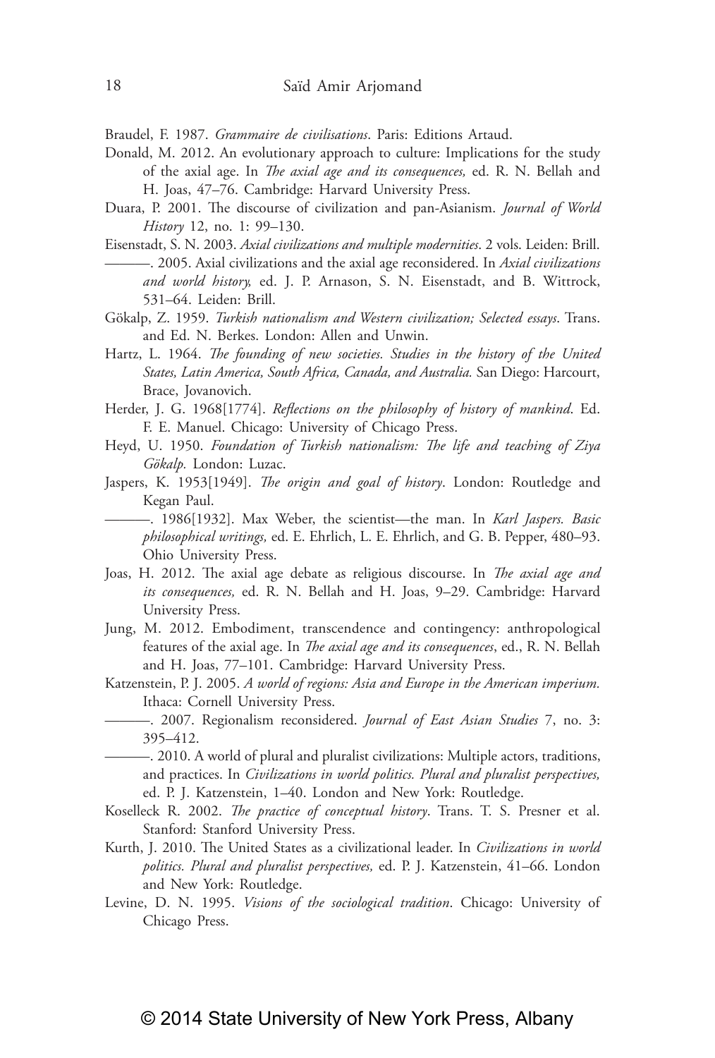Braudel, F. 1987. *Grammaire de civilisations*. Paris: Editions Artaud.

Donald, M. 2012. An evolutionary approach to culture: Implications for the study of the axial age. In *The axial age and its consequences,* ed. R. N. Bellah and H. Joas, 47–76. Cambridge: Harvard University Press.

Duara, P. 2001. The discourse of civilization and pan-Asianism. *Journal of World History* 12, no. 1: 99–130.

Eisenstadt, S. N. 2003. *Axial civilizations and multiple modernities*. 2 vols. Leiden: Brill.

———. 2005. Axial civilizations and the axial age reconsidered. In *Axial civilizations and world history,* ed. J. P. Arnason, S. N. Eisenstadt, and B. Wittrock, 531–64. Leiden: Brill.

Gökalp, Z. 1959. *Turkish nationalism and Western civilization; Selected essays*. Trans. and Ed. N. Berkes. London: Allen and Unwin.

Hartz, L. 1964. *The founding of new societies. Studies in the history of the United States, Latin America, South Africa, Canada, and Australia.* San Diego: Harcourt, Brace, Jovanovich.

Herder, J. G. 1968[1774]. *Reflections on the philosophy of history of mankind*. Ed. F. E. Manuel. Chicago: University of Chicago Press.

Heyd, U. 1950. *Foundation of Turkish nationalism: The life and teaching of Ziya Gökalp.* London: Luzac.

Jaspers, K. 1953[1949]. *The origin and goal of history*. London: Routledge and Kegan Paul.

———. 1986[1932]. Max Weber, the scientist—the man. In *Karl Jaspers. Basic philosophical writings,* ed. E. Ehrlich, L. E. Ehrlich, and G. B. Pepper, 480–93. Ohio University Press.

Joas, H. 2012. The axial age debate as religious discourse. In *The axial age and its consequences,* ed. R. N. Bellah and H. Joas, 9–29. Cambridge: Harvard University Press.

Jung, M. 2012. Embodiment, transcendence and contingency: anthropological features of the axial age. In *The axial age and its consequences*, ed., R. N. Bellah and H. Joas, 77–101. Cambridge: Harvard University Press.

Katzenstein, P. J. 2005. *A world of regions: Asia and Europe in the American imperium.* Ithaca: Cornell University Press.

———. 2007. Regionalism reconsidered. *Journal of East Asian Studies* 7, no. 3: 395–412.

———. 2010. A world of plural and pluralist civilizations: Multiple actors, traditions, and practices. In *Civilizations in world politics. Plural and pluralist perspectives,* ed. P. J. Katzenstein, 1–40. London and New York: Routledge.

Koselleck R. 2002. *The practice of conceptual history*. Trans. T. S. Presner et al. Stanford: Stanford University Press.

Kurth, J. 2010. The United States as a civilizational leader. In *Civilizations in world politics. Plural and pluralist perspectives,* ed. P. J. Katzenstein, 41–66. London and New York: Routledge.

Levine, D. N. 1995. *Visions of the sociological tradition*. Chicago: University of Chicago Press.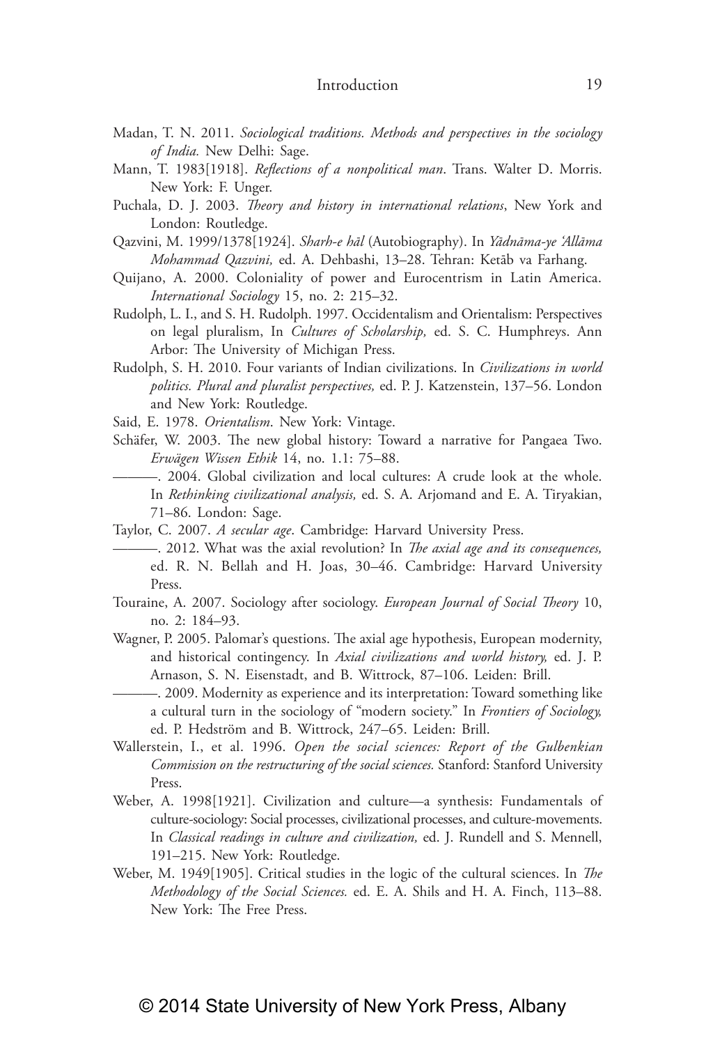Madan, T. N. 2011. *Sociological traditions. Methods and perspectives in the sociology of India.* New Delhi: Sage.

Mann, T. 1983[1918]. *Reflections of a nonpolitical man*. Trans. Walter D. Morris. New York: F. Unger.

Puchala, D. J. 2003. *Theory and history in international relations*, New York and London: Routledge.

Qazvini, M. 1999/1378[1924]. *Sharh-e hāl* (Autobiography). In *Yādnāma-ye 'Allāma Mohammad Qazvini,* ed. A. Dehbashi, 13–28. Tehran: Ketāb va Farhang.

Quijano, A. 2000. Coloniality of power and Eurocentrism in Latin America. *International Sociology* 15, no. 2: 215–32.

Rudolph, L. I., and S. H. Rudolph. 1997. Occidentalism and Orientalism: Perspectives on legal pluralism, In *Cultures of Scholarship,* ed. S. C. Humphreys. Ann Arbor: The University of Michigan Press.

Rudolph, S. H. 2010. Four variants of Indian civilizations. In *Civilizations in world politics. Plural and pluralist perspectives,* ed. P. J. Katzenstein, 137–56. London and New York: Routledge.

Said, E. 1978. *Orientalism*. New York: Vintage.

Schäfer, W. 2003. The new global history: Toward a narrative for Pangaea Two. *Erwägen Wissen Ethik* 14, no. 1.1: 75–88.

———. 2004. Global civilization and local cultures: A crude look at the whole. In *Rethinking civilizational analysis,* ed. S. A. Arjomand and E. A. Tiryakian, 71–86. London: Sage.

Taylor, C. 2007. *A secular age*. Cambridge: Harvard University Press.

———. 2012. What was the axial revolution? In *The axial age and its consequences,* ed. R. N. Bellah and H. Joas, 30–46. Cambridge: Harvard University Press.

Touraine, A. 2007. Sociology after sociology. *European Journal of Social Theory* 10, no. 2: 184–93.

Wagner, P. 2005. Palomar's questions. The axial age hypothesis, European modernity, and historical contingency. In *Axial civilizations and world history,* ed. J. P. Arnason, S. N. Eisenstadt, and B. Wittrock, 87–106. Leiden: Brill.

———. 2009. Modernity as experience and its interpretation: Toward something like a cultural turn in the sociology of "modern society." In *Frontiers of Sociology,* ed. P. Hedström and B. Wittrock, 247–65. Leiden: Brill.

Wallerstein, I., et al. 1996. *Open the social sciences: Report of the Gulbenkian Commission on the restructuring of the social sciences.* Stanford: Stanford University Press.

Weber, A. 1998[1921]. Civilization and culture—a synthesis: Fundamentals of culture-sociology: Social processes, civilizational processes, and culture-movements. In *Classical readings in culture and civilization,* ed. J. Rundell and S. Mennell, 191–215. New York: Routledge.

Weber, M. 1949[1905]. Critical studies in the logic of the cultural sciences. In *The Methodology of the Social Sciences.* ed. E. A. Shils and H. A. Finch, 113–88. New York: The Free Press.

© 2014 State University of New York Press, Albany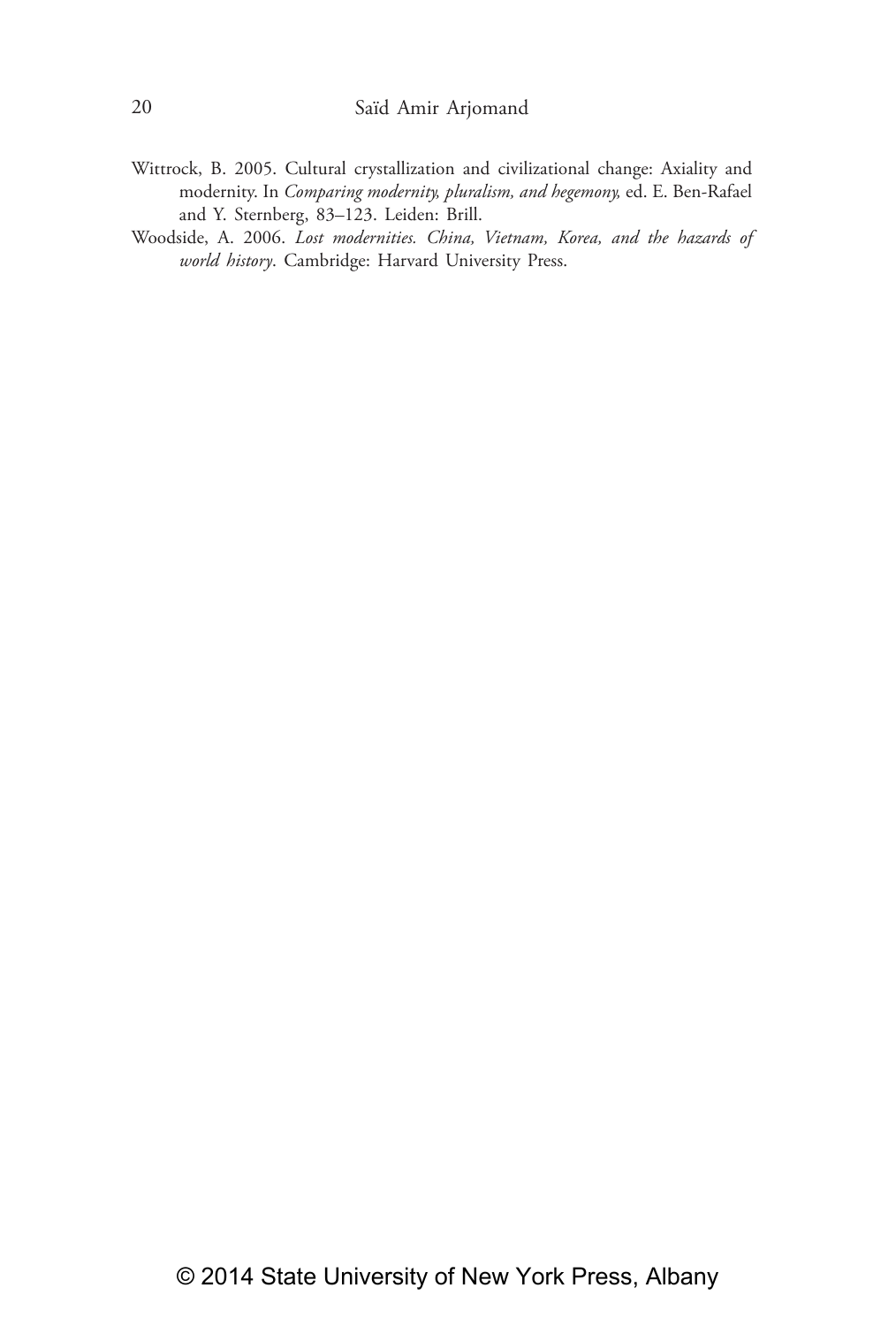Wittrock, B. 2005. Cultural crystallization and civilizational change: Axiality and modernity. In *Comparing modernity, pluralism, and hegemony,* ed. E. Ben-Rafael and Y. Sternberg, 83–123. Leiden: Brill.

Woodside, A. 2006. *Lost modernities. China, Vietnam, Korea, and the hazards of world history*. Cambridge: Harvard University Press.

© 2014 State University of New York Press, Albany